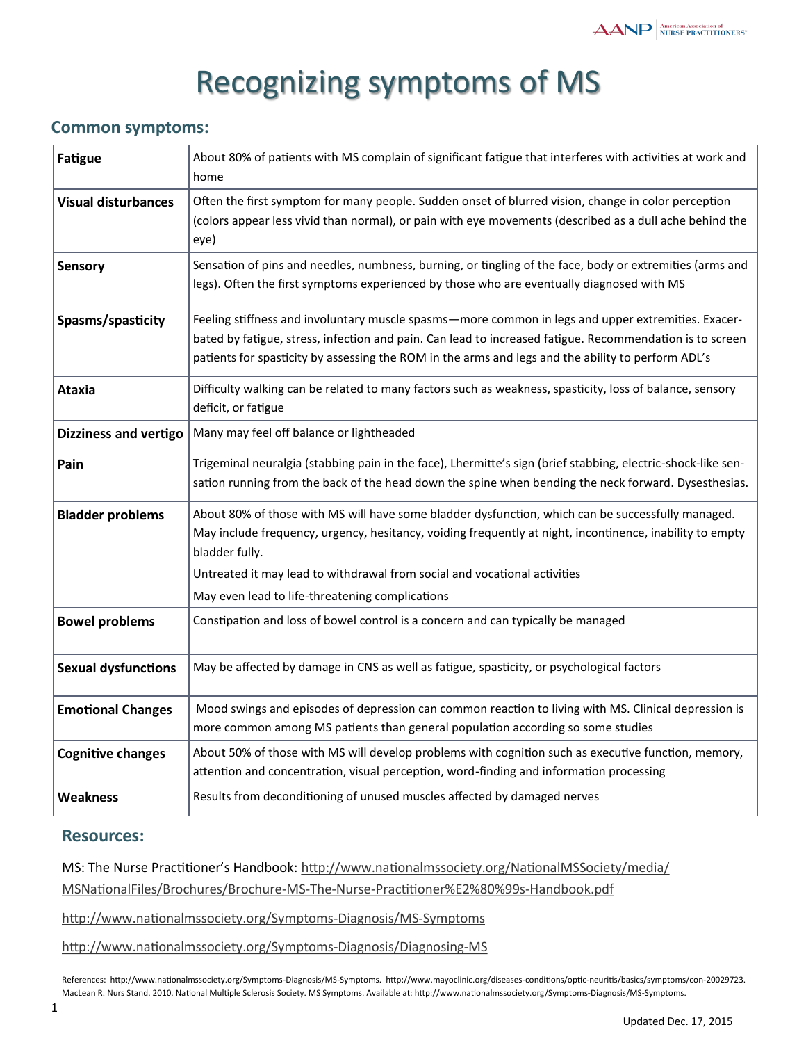# Recognizing symptoms of MS

## Common symptoms:

| | |
|---|---|
| **Fatigue** | About 80% of patients with MS complain of significant fatigue that interferes with activities at work and home |
| **Visual disturbances** | Often the first symptom for many people. Sudden onset of blurred vision, change in color perception (colors appear less vivid than normal), or pain with eye movements (described as a dull ache behind the eye) |
| **Sensory** | Sensation of pins and needles, numbness, burning, or tingling of the face, body or extremities (arms and legs). Often the first symptoms experienced by those who are eventually diagnosed with MS |
| **Spasms/spasticity** | Feeling stiffness and involuntary muscle spasms—more common in legs and upper extremities. Exacerbated by fatigue, stress, infection and pain. Can lead to increased fatigue. Recommendation is to screen patients for spasticity by assessing the ROM in the arms and legs and the ability to perform ADL's |
| **Ataxia** | Difficulty walking can be related to many factors such as weakness, spasticity, loss of balance, sensory deficit, or fatigue |
| **Dizziness and vertigo** | Many may feel off balance or lightheaded |
| **Pain** | Trigeminal neuralgia (stabbing pain in the face), Lhermitte's sign (brief stabbing, electric-shock-like sensation running from the back of the head down the spine when bending the neck forward. Dysesthesias. |
| **Bladder problems** | About 80% of those with MS will have some bladder dysfunction, which can be successfully managed. May include frequency, urgency, hesitancy, voiding frequently at night, incontinence, inability to empty bladder fully.<br>Untreated it may lead to withdrawal from social and vocational activities<br>May even lead to life-threatening complications |
| **Bowel problems** | Constipation and loss of bowel control is a concern and can typically be managed |
| **Sexual dysfunctions** | May be affected by damage in CNS as well as fatigue, spasticity, or psychological factors |
| **Emotional Changes** | Mood swings and episodes of depression can common reaction to living with MS. Clinical depression is more common among MS patients than general population according so some studies |
| **Cognitive changes** | About 50% of those with MS will develop problems with cognition such as executive function, memory, attention and concentration, visual perception, word-finding and information processing |
| **Weakness** | Results from deconditioning of unused muscles affected by damaged nerves |

## Resources:

MS: The Nurse Practitioner's Handbook: http://www.nationalmssociety.org/NationalMSSociety/media/MSNationalFiles/Brochures/Brochure-MS-The-Nurse-Practitioner%E2%80%99s-Handbook.pdf

http://www.nationalmssociety.org/Symptoms-Diagnosis/MS-Symptoms

http://www.nationalmssociety.org/Symptoms-Diagnosis/Diagnosing-MS

References: http://www.nationalmssociety.org/Symptoms-Diagnosis/MS-Symptoms. http://www.mayoclinic.org/diseases-conditions/optic-neuritis/basics/symptoms/con-20029723. MacLean R. Nurs Stand. 2010. National Multiple Sclerosis Society. MS Symptoms. Available at: http://www.nationalmssociety.org/Symptoms-Diagnosis/MS-Symptoms.

Updated Dec. 17, 2015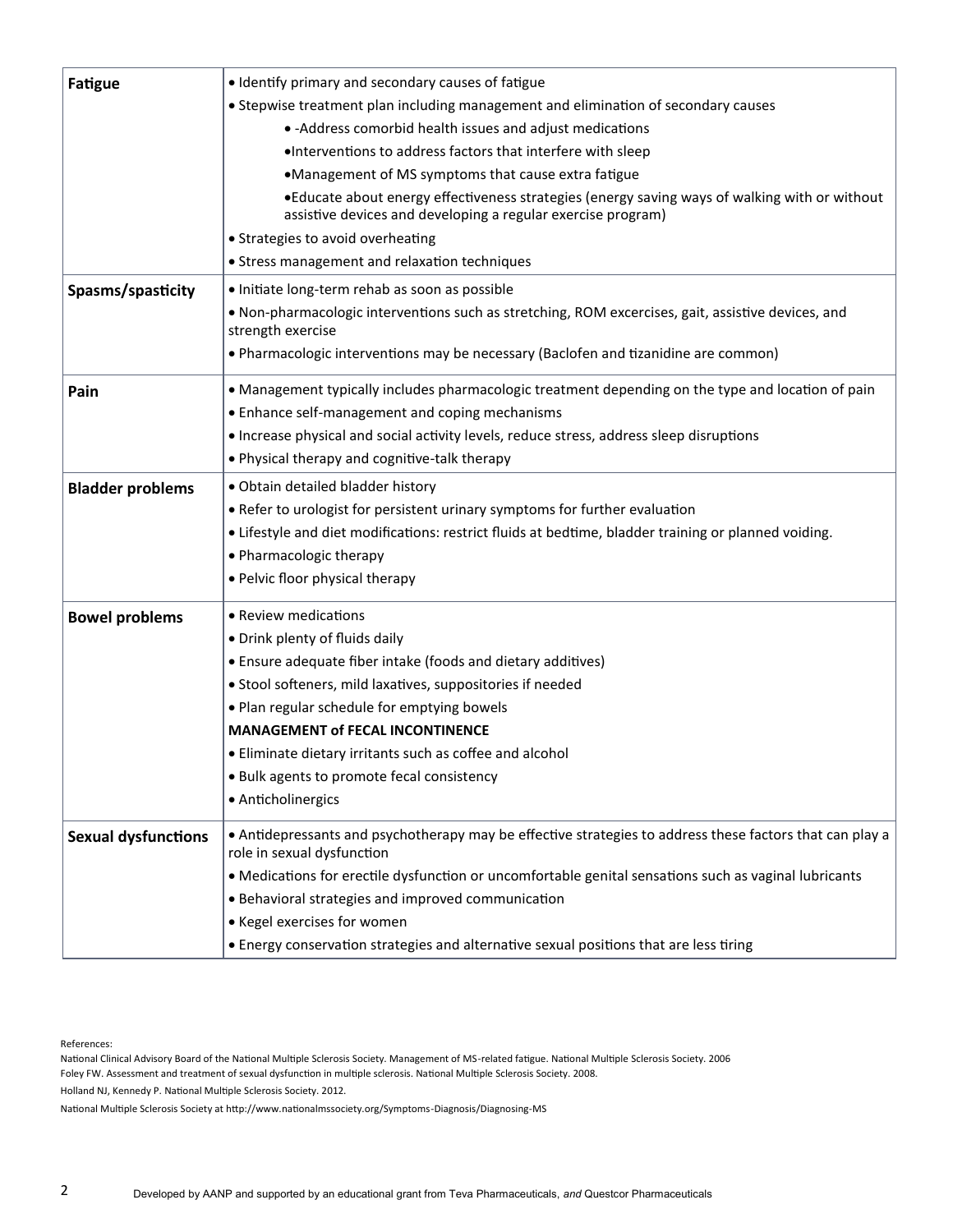| | |
|---|---|
| **Fatigue** | • Identify primary and secondary causes of fatigue<br>• Stepwise treatment plan including management and elimination of secondary causes<br>• -Address comorbid health issues and adjust medications<br>•Interventions to address factors that interfere with sleep<br>•Management of MS symptoms that cause extra fatigue<br>•Educate about energy effectiveness strategies (energy saving ways of walking with or without assistive devices and developing a regular exercise program)<br>• Strategies to avoid overheating<br>• Stress management and relaxation techniques |
| **Spasms/spasticity** | • Initiate long-term rehab as soon as possible<br>• Non-pharmacologic interventions such as stretching, ROM excercises, gait, assistive devices, and strength exercise<br>• Pharmacologic interventions may be necessary (Baclofen and tizanidine are common) |
| **Pain** | • Management typically includes pharmacologic treatment depending on the type and location of pain<br>• Enhance self-management and coping mechanisms<br>• Increase physical and social activity levels, reduce stress, address sleep disruptions<br>• Physical therapy and cognitive-talk therapy |
| **Bladder problems** | • Obtain detailed bladder history<br>• Refer to urologist for persistent urinary symptoms for further evaluation<br>• Lifestyle and diet modifications: restrict fluids at bedtime, bladder training or planned voiding.<br>• Pharmacologic therapy<br>• Pelvic floor physical therapy |
| **Bowel problems** | • Review medications<br>• Drink plenty of fluids daily<br>• Ensure adequate fiber intake (foods and dietary additives)<br>• Stool softeners, mild laxatives, suppositories if needed<br>• Plan regular schedule for emptying bowels<br>**MANAGEMENT of FECAL INCONTINENCE**<br>• Eliminate dietary irritants such as coffee and alcohol<br>• Bulk agents to promote fecal consistency<br>• Anticholinergics |
| **Sexual dysfunctions** | • Antidepressants and psychotherapy may be effective strategies to address these factors that can play a role in sexual dysfunction<br>• Medications for erectile dysfunction or uncomfortable genital sensations such as vaginal lubricants<br>• Behavioral strategies and improved communication<br>• Kegel exercises for women<br>• Energy conservation strategies and alternative sexual positions that are less tiring |

References:

National Clinical Advisory Board of the National Multiple Sclerosis Society. Management of MS-related fatigue. National Multiple Sclerosis Society. 2006

Foley FW. Assessment and treatment of sexual dysfunction in multiple sclerosis. National Multiple Sclerosis Society. 2008.

Holland NJ, Kennedy P. National Multiple Sclerosis Society. 2012.

National Multiple Sclerosis Society at http://www.nationalmssociety.org/Symptoms-Diagnosis/Diagnosing-MS

Developed by AANP and supported by an educational grant from Teva Pharmaceuticals, *and* Questcor Pharmaceuticals